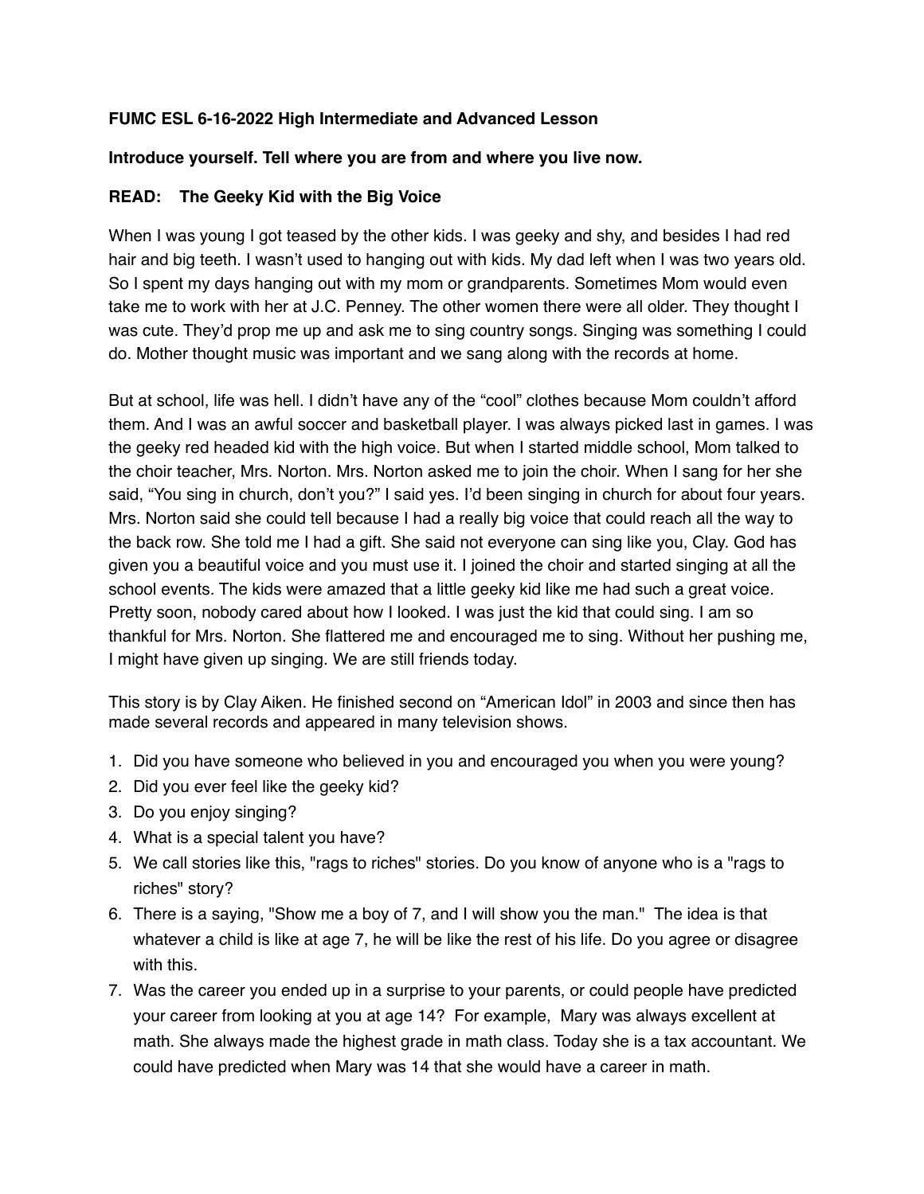**FUMC ESL 6-16-2022 High Intermediate and Advanced Lesson**

**Introduce yourself. Tell where you are from and where you live now.**

**READ: The Geeky Kid with the Big Voice**

When I was young I got teased by the other kids. I was geeky and shy, and besides I had red hair and big teeth. I wasn't used to hanging out with kids. My dad left when I was two years old. So I spent my days hanging out with my mom or grandparents. Sometimes Mom would even take me to work with her at J.C. Penney. The other women there were all older. They thought I was cute. They'd prop me up and ask me to sing country songs. Singing was something I could do. Mother thought music was important and we sang along with the records at home.

But at school, life was hell. I didn't have any of the "cool" clothes because Mom couldn't afford them. And I was an awful soccer and basketball player. I was always picked last in games. I was the geeky red headed kid with the high voice. But when I started middle school, Mom talked to the choir teacher, Mrs. Norton. Mrs. Norton asked me to join the choir. When I sang for her she said, "You sing in church, don't you?" I said yes. I'd been singing in church for about four years. Mrs. Norton said she could tell because I had a really big voice that could reach all the way to the back row. She told me I had a gift. She said not everyone can sing like you, Clay. God has given you a beautiful voice and you must use it. I joined the choir and started singing at all the school events. The kids were amazed that a little geeky kid like me had such a great voice. Pretty soon, nobody cared about how I looked. I was just the kid that could sing. I am so thankful for Mrs. Norton. She flattered me and encouraged me to sing. Without her pushing me, I might have given up singing. We are still friends today.

This story is by Clay Aiken. He finished second on "American Idol" in 2003 and since then has made several records and appeared in many television shows.

1. Did you have someone who believed in you and encouraged you when you were young?
2. Did you ever feel like the geeky kid?
3. Do you enjoy singing?
4. What is a special talent you have?
5. We call stories like this, "rags to riches" stories. Do you know of anyone who is a "rags to riches" story?
6. There is a saying, "Show me a boy of 7, and I will show you the man." The idea is that whatever a child is like at age 7, he will be like the rest of his life. Do you agree or disagree with this.
7. Was the career you ended up in a surprise to your parents, or could people have predicted your career from looking at you at age 14? For example, Mary was always excellent at math. She always made the highest grade in math class. Today she is a tax accountant. We could have predicted when Mary was 14 that she would have a career in math.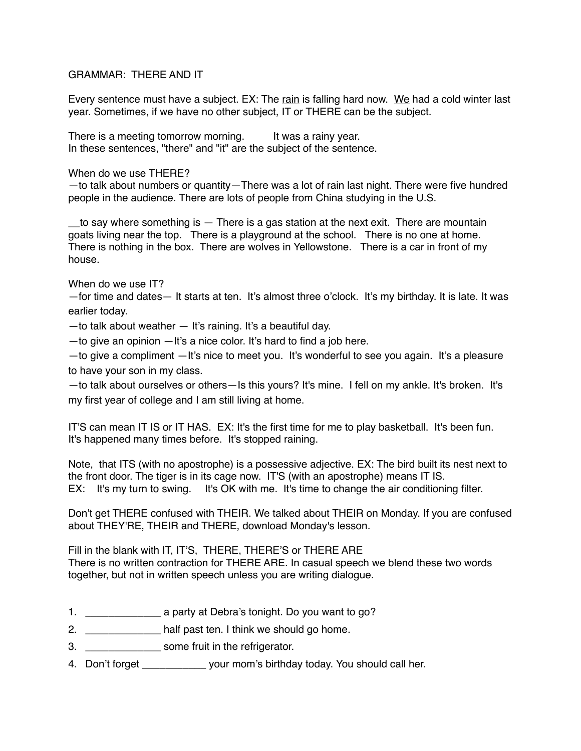GRAMMAR: THERE AND IT

Every sentence must have a subject. EX: The <u>rain</u> is falling hard now. <u>We</u> had a cold winter last year. Sometimes, if we have no other subject, IT or THERE can be the subject.

There is a meeting tomorrow morning. It was a rainy year.
In these sentences, "there" and "it" are the subject of the sentence.

When do we use THERE?
—to talk about numbers or quantity—There was a lot of rain last night. There were five hundred people in the audience. There are lots of people from China studying in the U.S.

__to say where something is — There is a gas station at the next exit. There are mountain goats living near the top. There is a playground at the school. There is no one at home. There is nothing in the box. There are wolves in Yellowstone. There is a car in front of my house.

When do we use IT?
—for time and dates— It starts at ten. It's almost three o'clock. It's my birthday. It is late. It was earlier today.
—to talk about weather — It's raining. It's a beautiful day.
—to give an opinion —It's a nice color. It's hard to find a job here.
—to give a compliment —It's nice to meet you. It's wonderful to see you again. It's a pleasure to have your son in my class.
—to talk about ourselves or others—Is this yours? It's mine. I fell on my ankle. It's broken. It's my first year of college and I am still living at home.

IT'S can mean IT IS or IT HAS. EX: It's the first time for me to play basketball. It's been fun. It's happened many times before. It's stopped raining.

Note, that ITS (with no apostrophe) is a possessive adjective. EX: The bird built its nest next to the front door. The tiger is in its cage now. IT'S (with an apostrophe) means IT IS.
EX: It's my turn to swing. It's OK with me. It's time to change the air conditioning filter.

Don't get THERE confused with THEIR. We talked about THEIR on Monday. If you are confused about THEY'RE, THEIR and THERE, download Monday's lesson.

Fill in the blank with IT, IT'S, THERE, THERE'S or THERE ARE
There is no written contraction for THERE ARE. In casual speech we blend these two words together, but not in written speech unless you are writing dialogue.

1. _____________ a party at Debra's tonight. Do you want to go?
2. _____________ half past ten. I think we should go home.
3. _____________ some fruit in the refrigerator.
4. Don't forget ___________ your mom's birthday today. You should call her.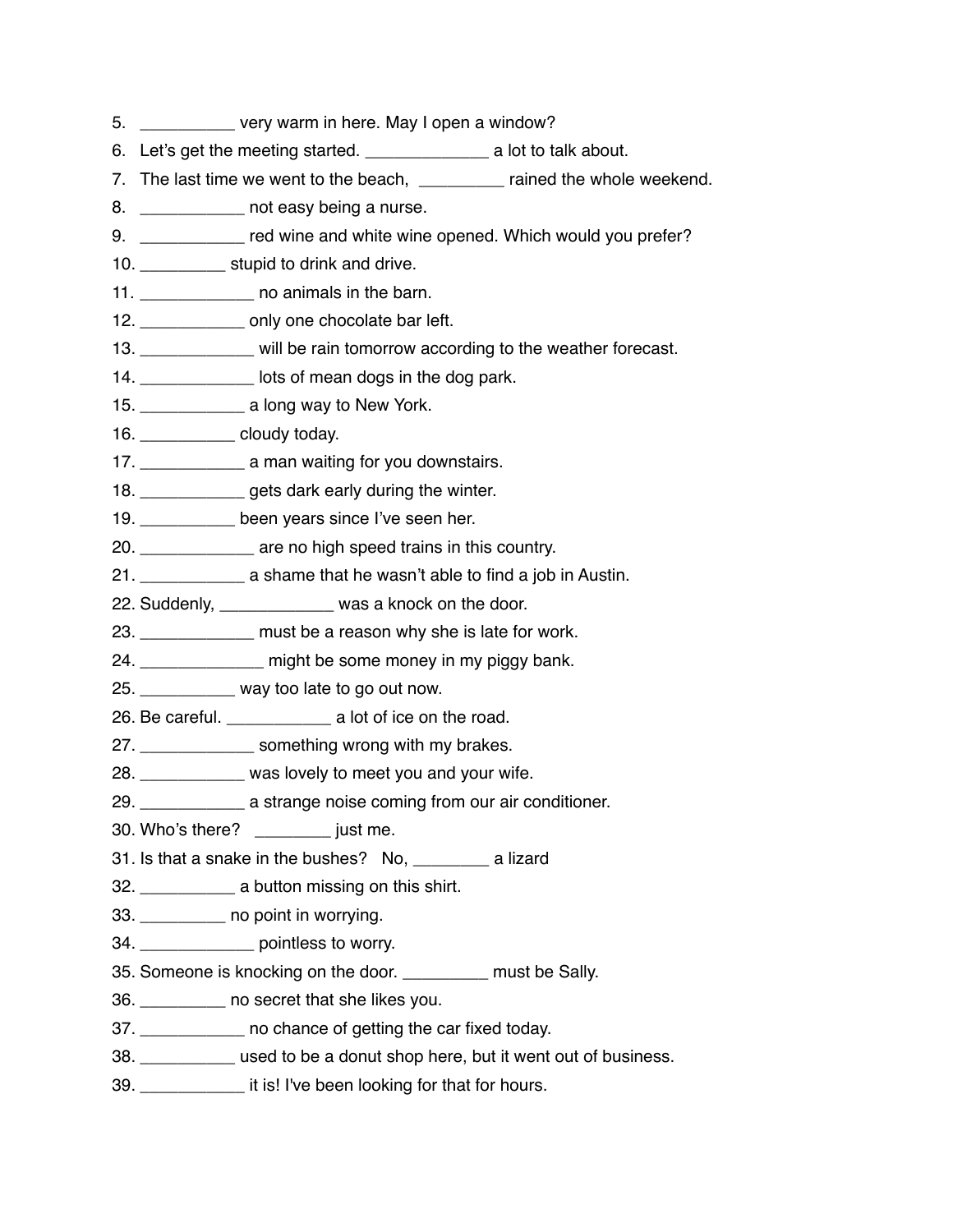5. __________ very warm in here. May I open a window?
6. Let's get the meeting started. _____________ a lot to talk about.
7. The last time we went to the beach, _________ rained the whole weekend.
8. ___________ not easy being a nurse.
9. ___________ red wine and white wine opened. Which would you prefer?
10. _________ stupid to drink and drive.
11. ____________ no animals in the barn.
12. ___________ only one chocolate bar left.
13. ____________ will be rain tomorrow according to the weather forecast.
14. ____________ lots of mean dogs in the dog park.
15. ___________ a long way to New York.
16. __________ cloudy today.
17. ___________ a man waiting for you downstairs.
18. ___________ gets dark early during the winter.
19. __________ been years since I've seen her.
20. ____________ are no high speed trains in this country.
21. ___________ a shame that he wasn't able to find a job in Austin.
22. Suddenly, ____________ was a knock on the door.
23. ____________ must be a reason why she is late for work.
24. _____________ might be some money in my piggy bank.
25. __________ way too late to go out now.
26. Be careful. ___________ a lot of ice on the road.
27. ____________ something wrong with my brakes.
28. ___________ was lovely to meet you and your wife.
29. ___________ a strange noise coming from our air conditioner.
30. Who's there? ________ just me.
31. Is that a snake in the bushes? No, ________ a lizard
32. __________ a button missing on this shirt.
33. _________ no point in worrying.
34. ____________ pointless to worry.
35. Someone is knocking on the door. _________ must be Sally.
36. _________ no secret that she likes you.
37. ___________ no chance of getting the car fixed today.
38. __________ used to be a donut shop here, but it went out of business.
39. ___________ it is! I've been looking for that for hours.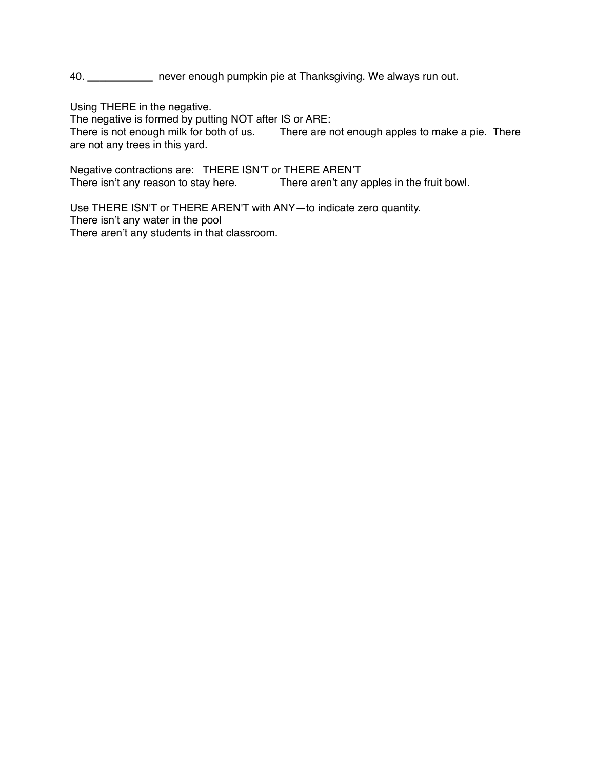40. ___________ never enough pumpkin pie at Thanksgiving. We always run out.

Using THERE in the negative.
The negative is formed by putting NOT after IS or ARE:
There is not enough milk for both of us. There are not enough apples to make a pie. There are not any trees in this yard.

Negative contractions are: THERE ISN'T or THERE AREN'T
There isn't any reason to stay here. There aren't any apples in the fruit bowl.

Use THERE ISN'T or THERE AREN'T with ANY—to indicate zero quantity.
There isn't any water in the pool
There aren't any students in that classroom.